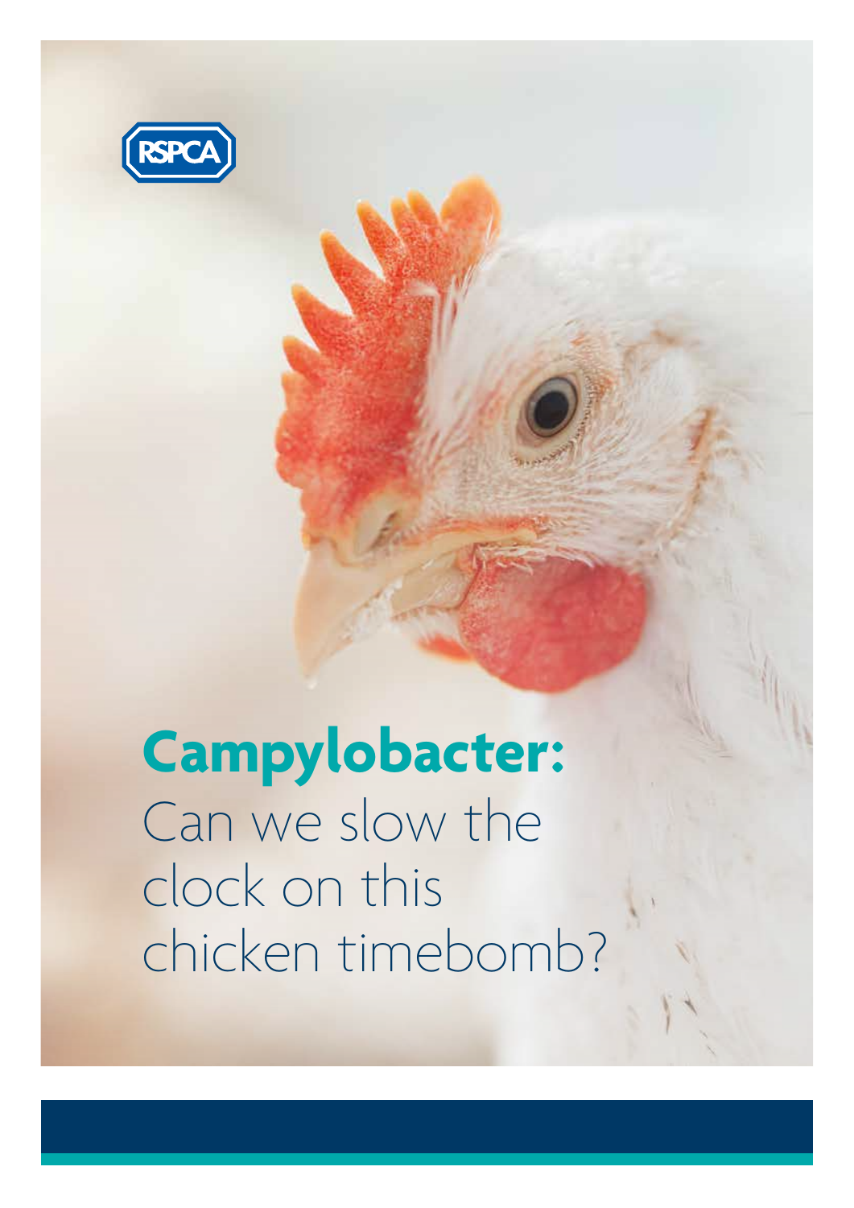RSPCA

# **Campylobacter:** Can we slow the clock on this chicken timebomb?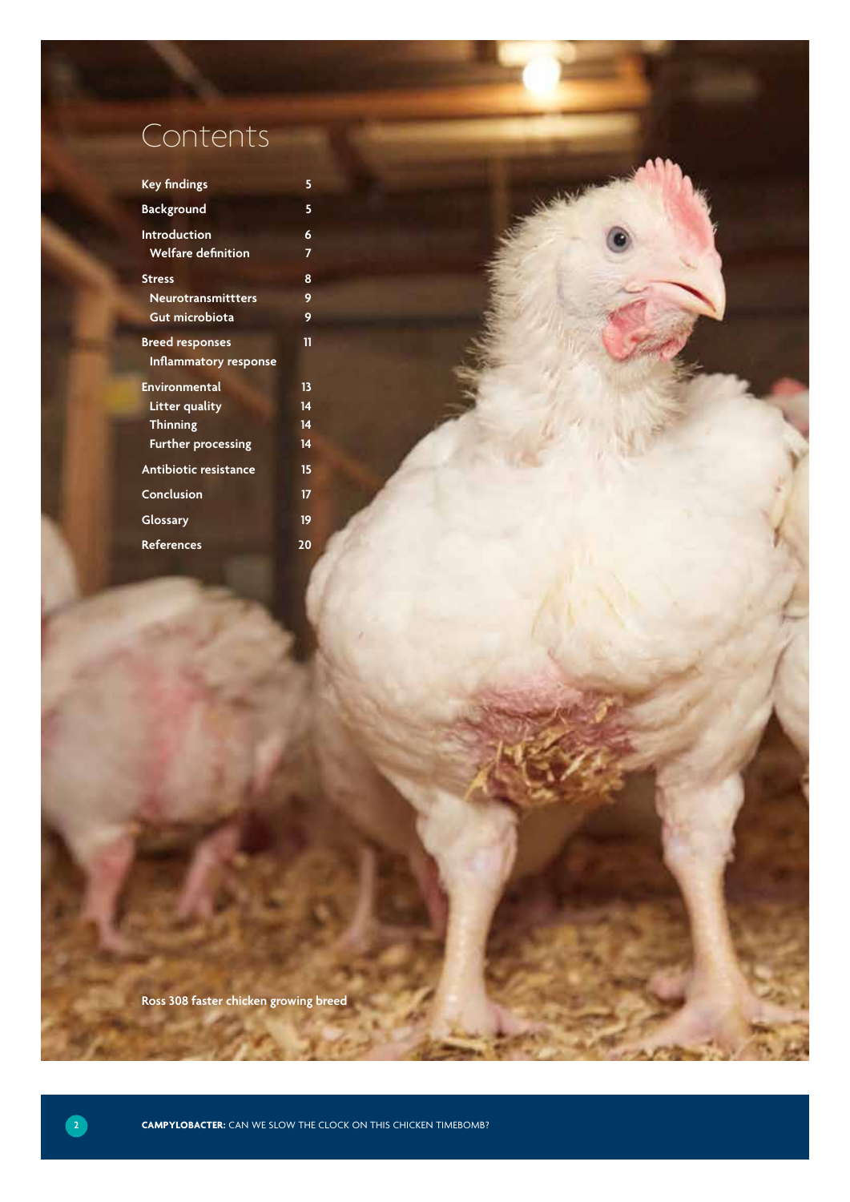# Contents

| | |
|---|---|
| **Key findings** | **5** |
| **Background** | **5** |
| **Introduction** | **6** |
| &nbsp;&nbsp;**Welfare definition** | **7** |
| **Stress** | **8** |
| &nbsp;&nbsp;**Neurotransmittters** | **9** |
| &nbsp;&nbsp;**Gut microbiota** | **9** |
| **Breed responses** | **11** |
| &nbsp;&nbsp;**Inflammatory response** | |
| **Environmental** | **13** |
| &nbsp;&nbsp;**Litter quality** | **14** |
| &nbsp;&nbsp;**Thinning** | **14** |
| &nbsp;&nbsp;**Further processing** | **14** |
| **Antibiotic resistance** | **15** |
| **Conclusion** | **17** |
| **Glossary** | **19** |
| **References** | **20** |

**Ross 308 faster chicken growing breed**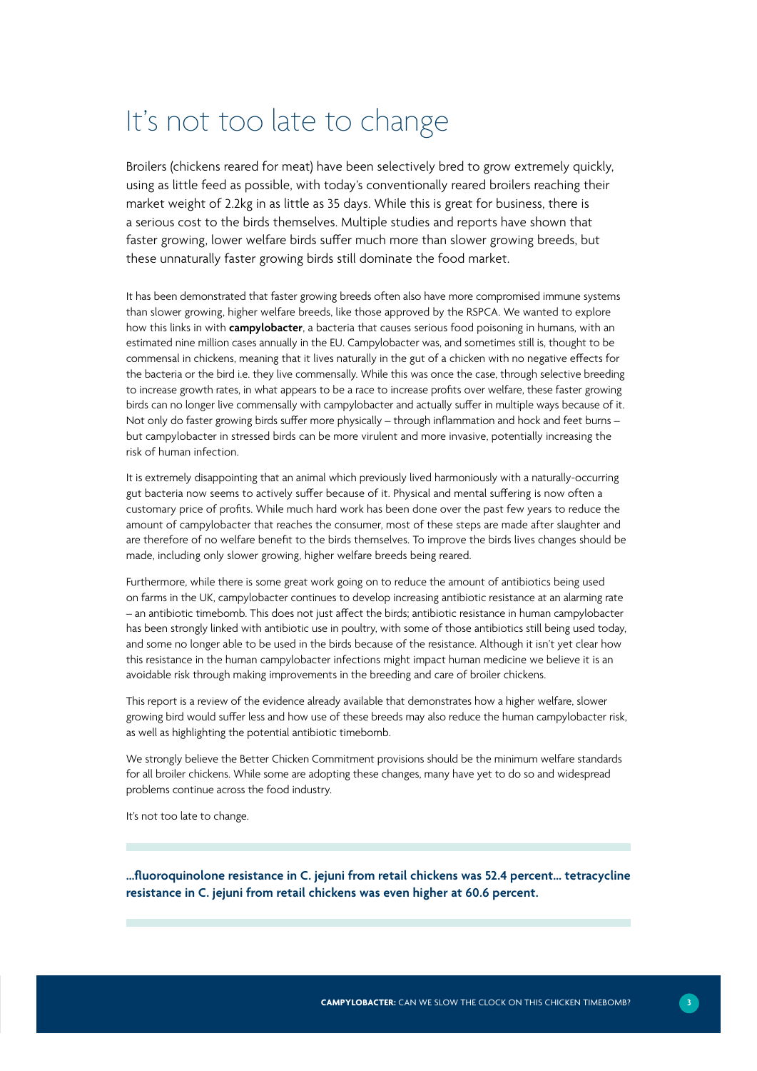# It's not too late to change

Broilers (chickens reared for meat) have been selectively bred to grow extremely quickly, using as little feed as possible, with today's conventionally reared broilers reaching their market weight of 2.2kg in as little as 35 days. While this is great for business, there is a serious cost to the birds themselves. Multiple studies and reports have shown that faster growing, lower welfare birds suffer much more than slower growing breeds, but these unnaturally faster growing birds still dominate the food market.

It has been demonstrated that faster growing breeds often also have more compromised immune systems than slower growing, higher welfare breeds, like those approved by the RSPCA. We wanted to explore how this links in with **campylobacter**, a bacteria that causes serious food poisoning in humans, with an estimated nine million cases annually in the EU. Campylobacter was, and sometimes still is, thought to be commensal in chickens, meaning that it lives naturally in the gut of a chicken with no negative effects for the bacteria or the bird i.e. they live commensally. While this was once the case, through selective breeding to increase growth rates, in what appears to be a race to increase profits over welfare, these faster growing birds can no longer live commensally with campylobacter and actually suffer in multiple ways because of it. Not only do faster growing birds suffer more physically – through inflammation and hock and feet burns – but campylobacter in stressed birds can be more virulent and more invasive, potentially increasing the risk of human infection.

It is extremely disappointing that an animal which previously lived harmoniously with a naturally-occurring gut bacteria now seems to actively suffer because of it. Physical and mental suffering is now often a customary price of profits. While much hard work has been done over the past few years to reduce the amount of campylobacter that reaches the consumer, most of these steps are made after slaughter and are therefore of no welfare benefit to the birds themselves. To improve the birds lives changes should be made, including only slower growing, higher welfare breeds being reared.

Furthermore, while there is some great work going on to reduce the amount of antibiotics being used on farms in the UK, campylobacter continues to develop increasing antibiotic resistance at an alarming rate – an antibiotic timebomb. This does not just affect the birds; antibiotic resistance in human campylobacter has been strongly linked with antibiotic use in poultry, with some of those antibiotics still being used today, and some no longer able to be used in the birds because of the resistance. Although it isn't yet clear how this resistance in the human campylobacter infections might impact human medicine we believe it is an avoidable risk through making improvements in the breeding and care of broiler chickens.

This report is a review of the evidence already available that demonstrates how a higher welfare, slower growing bird would suffer less and how use of these breeds may also reduce the human campylobacter risk, as well as highlighting the potential antibiotic timebomb.

We strongly believe the Better Chicken Commitment provisions should be the minimum welfare standards for all broiler chickens. While some are adopting these changes, many have yet to do so and widespread problems continue across the food industry.

It's not too late to change.

**...fluoroquinolone resistance in C. jejuni from retail chickens was 52.4 percent... tetracycline resistance in C. jejuni from retail chickens was even higher at 60.6 percent.**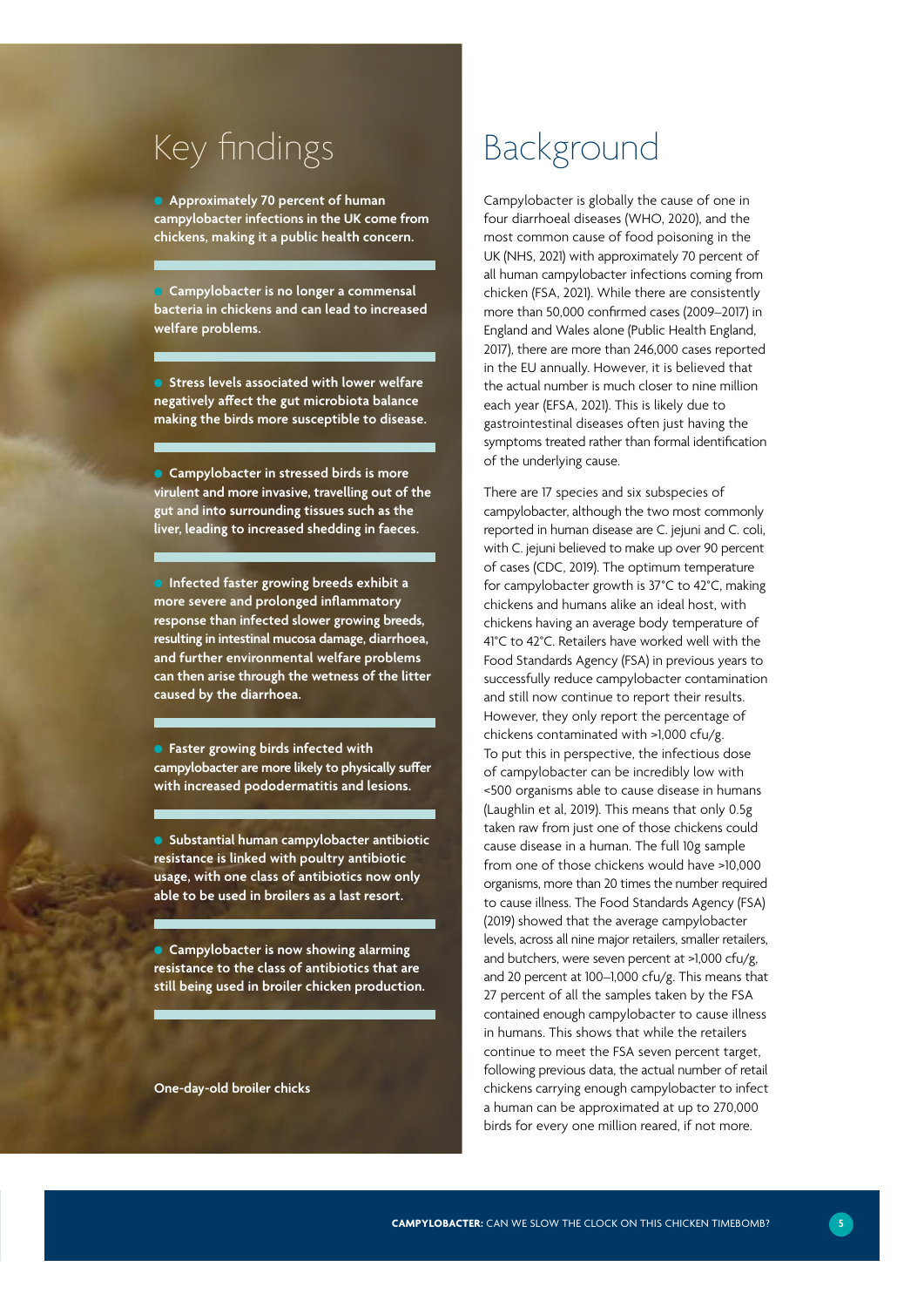# Key findings

- **Approximately 70 percent of human campylobacter infections in the UK come from chickens, making it a public health concern.**

- **Campylobacter is no longer a commensal bacteria in chickens and can lead to increased welfare problems.**

- **Stress levels associated with lower welfare negatively affect the gut microbiota balance making the birds more susceptible to disease.**

- **Campylobacter in stressed birds is more virulent and more invasive, travelling out of the gut and into surrounding tissues such as the liver, leading to increased shedding in faeces.**

- **Infected faster growing breeds exhibit a more severe and prolonged inflammatory response than infected slower growing breeds, resulting in intestinal mucosa damage, diarrhoea, and further environmental welfare problems can then arise through the wetness of the litter caused by the diarrhoea.**

- **Faster growing birds infected with campylobacter are more likely to physically suffer with increased pododermatitis and lesions.**

- **Substantial human campylobacter antibiotic resistance is linked with poultry antibiotic usage, with one class of antibiotics now only able to be used in broilers as a last resort.**

- **Campylobacter is now showing alarming resistance to the class of antibiotics that are still being used in broiler chicken production.**

**One-day-old broiler chicks**

# Background

Campylobacter is globally the cause of one in four diarrhoeal diseases (WHO, 2020), and the most common cause of food poisoning in the UK (NHS, 2021) with approximately 70 percent of all human campylobacter infections coming from chicken (FSA, 2021). While there are consistently more than 50,000 confirmed cases (2009–2017) in England and Wales alone (Public Health England, 2017), there are more than 246,000 cases reported in the EU annually. However, it is believed that the actual number is much closer to nine million each year (EFSA, 2021). This is likely due to gastrointestinal diseases often just having the symptoms treated rather than formal identification of the underlying cause.

There are 17 species and six subspecies of campylobacter, although the two most commonly reported in human disease are C. jejuni and C. coli, with C. jejuni believed to make up over 90 percent of cases (CDC, 2019). The optimum temperature for campylobacter growth is 37°C to 42°C, making chickens and humans alike an ideal host, with chickens having an average body temperature of 41°C to 42°C. Retailers have worked well with the Food Standards Agency (FSA) in previous years to successfully reduce campylobacter contamination and still now continue to report their results. However, they only report the percentage of chickens contaminated with >1,000 cfu/g. To put this in perspective, the infectious dose of campylobacter can be incredibly low with <500 organisms able to cause disease in humans (Laughlin et al, 2019). This means that only 0.5g taken raw from just one of those chickens could cause disease in a human. The full 10g sample from one of those chickens would have >10,000 organisms, more than 20 times the number required to cause illness. The Food Standards Agency (FSA) (2019) showed that the average campylobacter levels, across all nine major retailers, smaller retailers, and butchers, were seven percent at >1,000 cfu/g, and 20 percent at 100–1,000 cfu/g. This means that 27 percent of all the samples taken by the FSA contained enough campylobacter to cause illness in humans. This shows that while the retailers continue to meet the FSA seven percent target, following previous data, the actual number of retail chickens carrying enough campylobacter to infect a human can be approximated at up to 270,000 birds for every one million reared, if not more.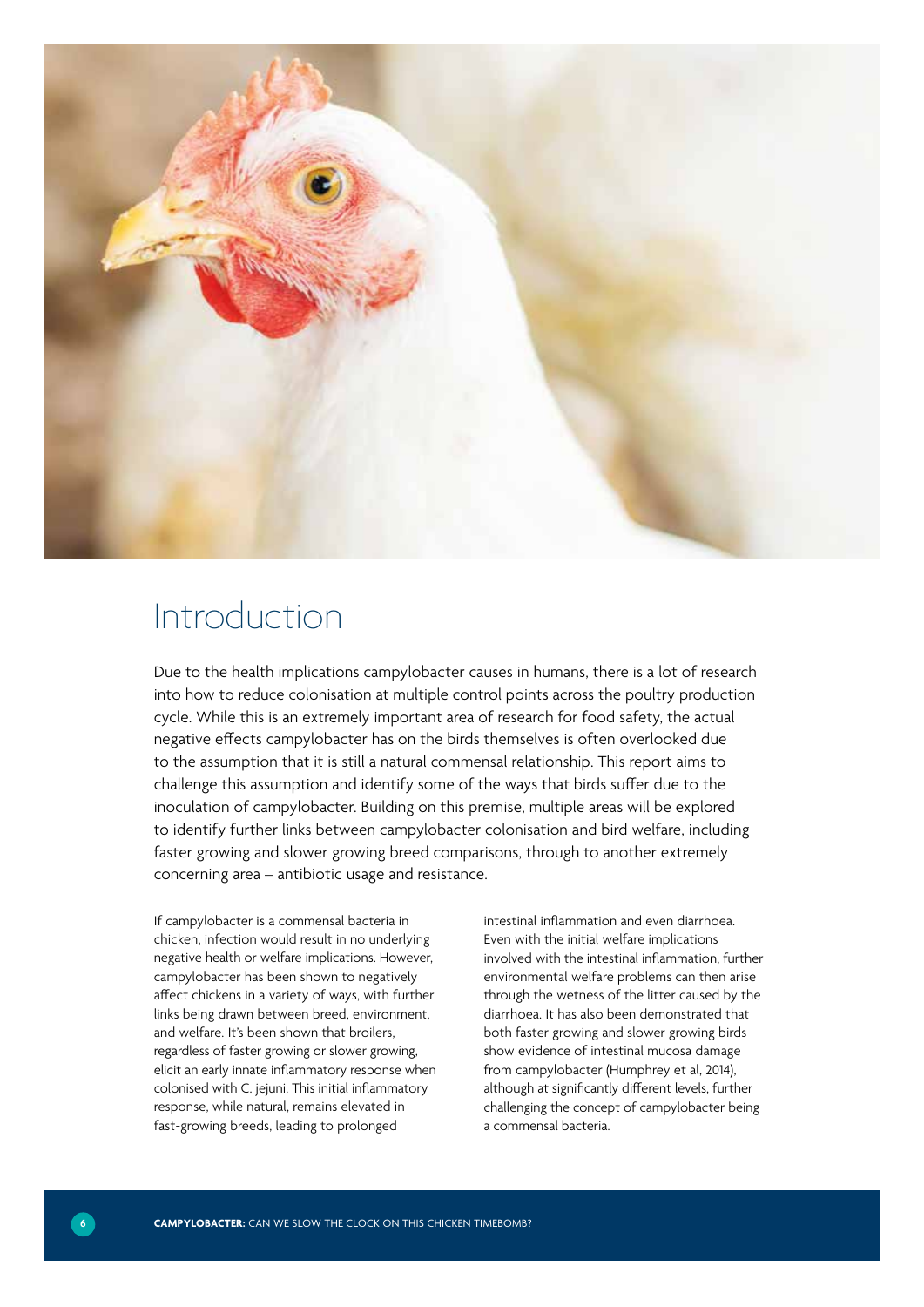# Introduction

Due to the health implications campylobacter causes in humans, there is a lot of research into how to reduce colonisation at multiple control points across the poultry production cycle. While this is an extremely important area of research for food safety, the actual negative effects campylobacter has on the birds themselves is often overlooked due to the assumption that it is still a natural commensal relationship. This report aims to challenge this assumption and identify some of the ways that birds suffer due to the inoculation of campylobacter. Building on this premise, multiple areas will be explored to identify further links between campylobacter colonisation and bird welfare, including faster growing and slower growing breed comparisons, through to another extremely concerning area – antibiotic usage and resistance.

If campylobacter is a commensal bacteria in chicken, infection would result in no underlying negative health or welfare implications. However, campylobacter has been shown to negatively affect chickens in a variety of ways, with further links being drawn between breed, environment, and welfare. It's been shown that broilers, regardless of faster growing or slower growing, elicit an early innate inflammatory response when colonised with C. jejuni. This initial inflammatory response, while natural, remains elevated in fast-growing breeds, leading to prolonged intestinal inflammation and even diarrhoea. Even with the initial welfare implications involved with the intestinal inflammation, further environmental welfare problems can then arise through the wetness of the litter caused by the diarrhoea. It has also been demonstrated that both faster growing and slower growing birds show evidence of intestinal mucosa damage from campylobacter (Humphrey et al, 2014), although at significantly different levels, further challenging the concept of campylobacter being a commensal bacteria.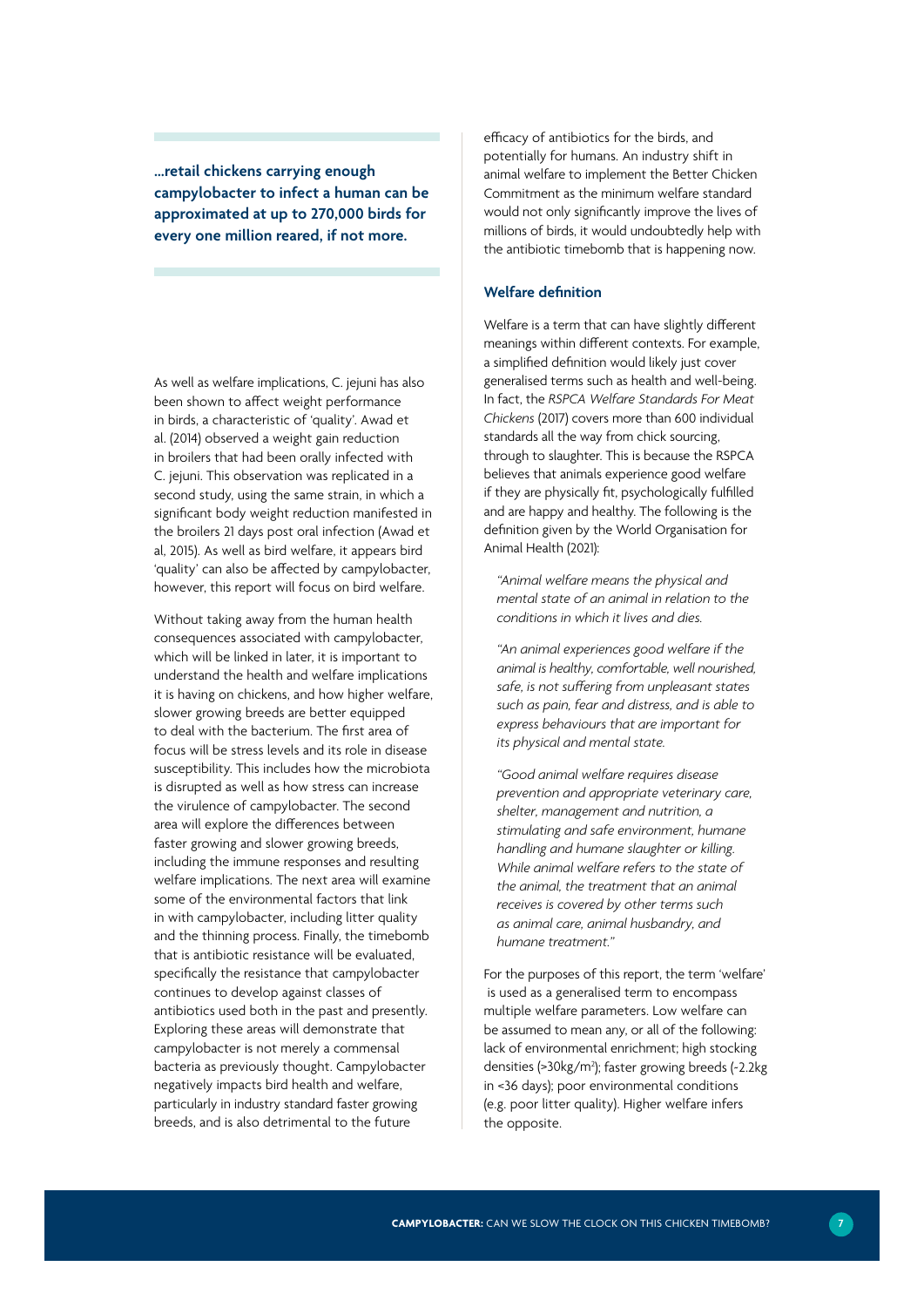**...retail chickens carrying enough campylobacter to infect a human can be approximated at up to 270,000 birds for every one million reared, if not more.**

As well as welfare implications, C. jejuni has also been shown to affect weight performance in birds, a characteristic of 'quality'. Awad et al. (2014) observed a weight gain reduction in broilers that had been orally infected with C. jejuni. This observation was replicated in a second study, using the same strain, in which a significant body weight reduction manifested in the broilers 21 days post oral infection (Awad et al, 2015). As well as bird welfare, it appears bird 'quality' can also be affected by campylobacter, however, this report will focus on bird welfare.

Without taking away from the human health consequences associated with campylobacter, which will be linked in later, it is important to understand the health and welfare implications it is having on chickens, and how higher welfare, slower growing breeds are better equipped to deal with the bacterium. The first area of focus will be stress levels and its role in disease susceptibility. This includes how the microbiota is disrupted as well as how stress can increase the virulence of campylobacter. The second area will explore the differences between faster growing and slower growing breeds, including the immune responses and resulting welfare implications. The next area will examine some of the environmental factors that link in with campylobacter, including litter quality and the thinning process. Finally, the timebomb that is antibiotic resistance will be evaluated, specifically the resistance that campylobacter continues to develop against classes of antibiotics used both in the past and presently. Exploring these areas will demonstrate that campylobacter is not merely a commensal bacteria as previously thought. Campylobacter negatively impacts bird health and welfare, particularly in industry standard faster growing breeds, and is also detrimental to the future efficacy of antibiotics for the birds, and potentially for humans. An industry shift in animal welfare to implement the Better Chicken Commitment as the minimum welfare standard would not only significantly improve the lives of millions of birds, it would undoubtedly help with the antibiotic timebomb that is happening now.

## Welfare definition

Welfare is a term that can have slightly different meanings within different contexts. For example, a simplified definition would likely just cover generalised terms such as health and well-being. In fact, the *RSPCA Welfare Standards For Meat Chickens* (2017) covers more than 600 individual standards all the way from chick sourcing, through to slaughter. This is because the RSPCA believes that animals experience good welfare if they are physically fit, psychologically fulfilled and are happy and healthy. The following is the definition given by the World Organisation for Animal Health (2021):

> *"Animal welfare means the physical and mental state of an animal in relation to the conditions in which it lives and dies.*
>
> *"An animal experiences good welfare if the animal is healthy, comfortable, well nourished, safe, is not suffering from unpleasant states such as pain, fear and distress, and is able to express behaviours that are important for its physical and mental state.*
>
> *"Good animal welfare requires disease prevention and appropriate veterinary care, shelter, management and nutrition, a stimulating and safe environment, humane handling and humane slaughter or killing. While animal welfare refers to the state of the animal, the treatment that an animal receives is covered by other terms such as animal care, animal husbandry, and humane treatment."*

For the purposes of this report, the term 'welfare' is used as a generalised term to encompass multiple welfare parameters. Low welfare can be assumed to mean any, or all of the following: lack of environmental enrichment; high stocking densities (>30kg/m$^2$); faster growing breeds (~2.2kg in <36 days); poor environmental conditions (e.g. poor litter quality). Higher welfare infers the opposite.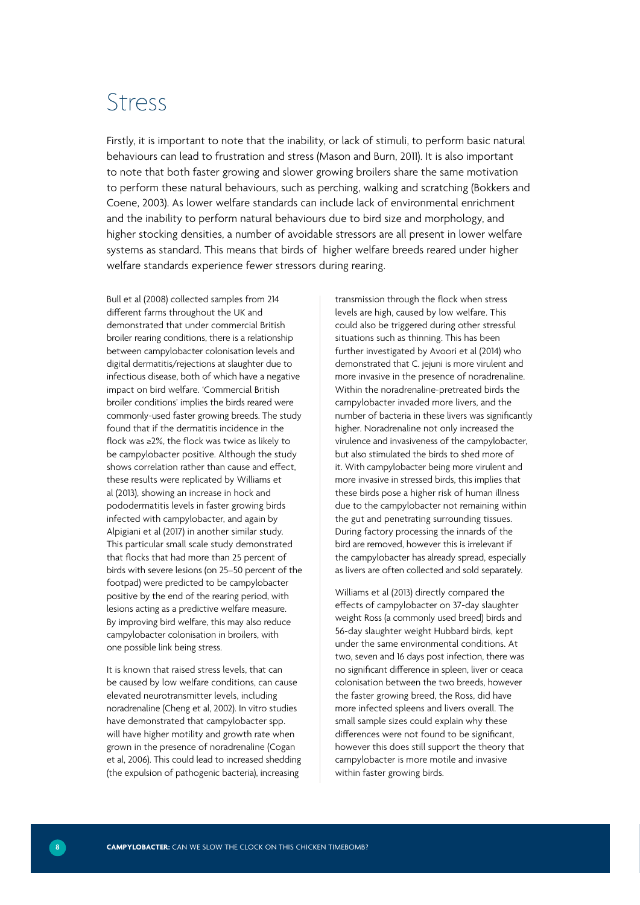# Stress

Firstly, it is important to note that the inability, or lack of stimuli, to perform basic natural behaviours can lead to frustration and stress (Mason and Burn, 2011). It is also important to note that both faster growing and slower growing broilers share the same motivation to perform these natural behaviours, such as perching, walking and scratching (Bokkers and Coene, 2003). As lower welfare standards can include lack of environmental enrichment and the inability to perform natural behaviours due to bird size and morphology, and higher stocking densities, a number of avoidable stressors are all present in lower welfare systems as standard. This means that birds of higher welfare breeds reared under higher welfare standards experience fewer stressors during rearing.

Bull et al (2008) collected samples from 214 different farms throughout the UK and demonstrated that under commercial British broiler rearing conditions, there is a relationship between campylobacter colonisation levels and digital dermatitis/rejections at slaughter due to infectious disease, both of which have a negative impact on bird welfare. 'Commercial British broiler conditions' implies the birds reared were commonly-used faster growing breeds. The study found that if the dermatitis incidence in the flock was ≥2%, the flock was twice as likely to be campylobacter positive. Although the study shows correlation rather than cause and effect, these results were replicated by Williams et al (2013), showing an increase in hock and pododermatitis levels in faster growing birds infected with campylobacter, and again by Alpigiani et al (2017) in another similar study. This particular small scale study demonstrated that flocks that had more than 25 percent of birds with severe lesions (on 25–50 percent of the footpad) were predicted to be campylobacter positive by the end of the rearing period, with lesions acting as a predictive welfare measure. By improving bird welfare, this may also reduce campylobacter colonisation in broilers, with one possible link being stress.

It is known that raised stress levels, that can be caused by low welfare conditions, can cause elevated neurotransmitter levels, including noradrenaline (Cheng et al, 2002). In vitro studies have demonstrated that campylobacter spp. will have higher motility and growth rate when grown in the presence of noradrenaline (Cogan et al, 2006). This could lead to increased shedding (the expulsion of pathogenic bacteria), increasing transmission through the flock when stress levels are high, caused by low welfare. This could also be triggered during other stressful situations such as thinning. This has been further investigated by Avoori et al (2014) who demonstrated that C. jejuni is more virulent and more invasive in the presence of noradrenaline. Within the noradrenaline-pretreated birds the campylobacter invaded more livers, and the number of bacteria in these livers was significantly higher. Noradrenaline not only increased the virulence and invasiveness of the campylobacter, but also stimulated the birds to shed more of it. With campylobacter being more virulent and more invasive in stressed birds, this implies that these birds pose a higher risk of human illness due to the campylobacter not remaining within the gut and penetrating surrounding tissues. During factory processing the innards of the bird are removed, however this is irrelevant if the campylobacter has already spread, especially as livers are often collected and sold separately.

Williams et al (2013) directly compared the effects of campylobacter on 37-day slaughter weight Ross (a commonly used breed) birds and 56-day slaughter weight Hubbard birds, kept under the same environmental conditions. At two, seven and 16 days post infection, there was no significant difference in spleen, liver or ceaca colonisation between the two breeds, however the faster growing breed, the Ross, did have more infected spleens and livers overall. The small sample sizes could explain why these differences were not found to be significant, however this does still support the theory that campylobacter is more motile and invasive within faster growing birds.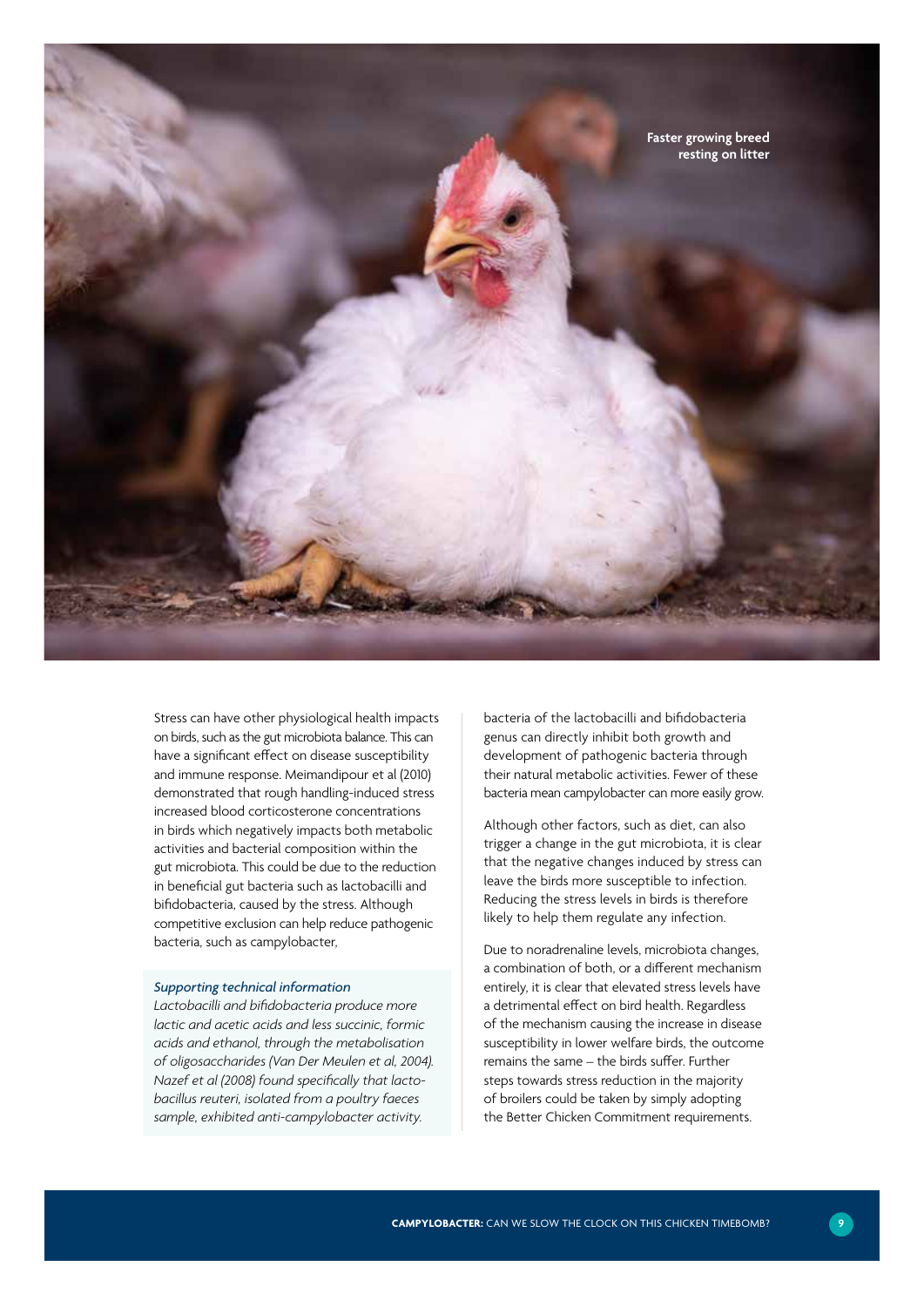Faster growing breed resting on litter

Stress can have other physiological health impacts on birds, such as the gut microbiota balance. This can have a significant effect on disease susceptibility and immune response. Meimandipour et al (2010) demonstrated that rough handling-induced stress increased blood corticosterone concentrations in birds which negatively impacts both metabolic activities and bacterial composition within the gut microbiota. This could be due to the reduction in beneficial gut bacteria such as lactobacilli and bifidobacteria, caused by the stress. Although competitive exclusion can help reduce pathogenic bacteria, such as campylobacter, bacteria of the lactobacilli and bifidobacteria genus can directly inhibit both growth and development of pathogenic bacteria through their natural metabolic activities. Fewer of these bacteria mean campylobacter can more easily grow.

*Supporting technical information*

*Lactobacilli and bifidobacteria produce more lactic and acetic acids and less succinic, formic acids and ethanol, through the metabolisation of oligosaccharides (Van Der Meulen et al, 2004). Nazef et al (2008) found specifically that lactobacillus reuteri, isolated from a poultry faeces sample, exhibited anti-campylobacter activity.*

Although other factors, such as diet, can also trigger a change in the gut microbiota, it is clear that the negative changes induced by stress can leave the birds more susceptible to infection. Reducing the stress levels in birds is therefore likely to help them regulate any infection.

Due to noradrenaline levels, microbiota changes, a combination of both, or a different mechanism entirely, it is clear that elevated stress levels have a detrimental effect on bird health. Regardless of the mechanism causing the increase in disease susceptibility in lower welfare birds, the outcome remains the same – the birds suffer. Further steps towards stress reduction in the majority of broilers could be taken by simply adopting the Better Chicken Commitment requirements.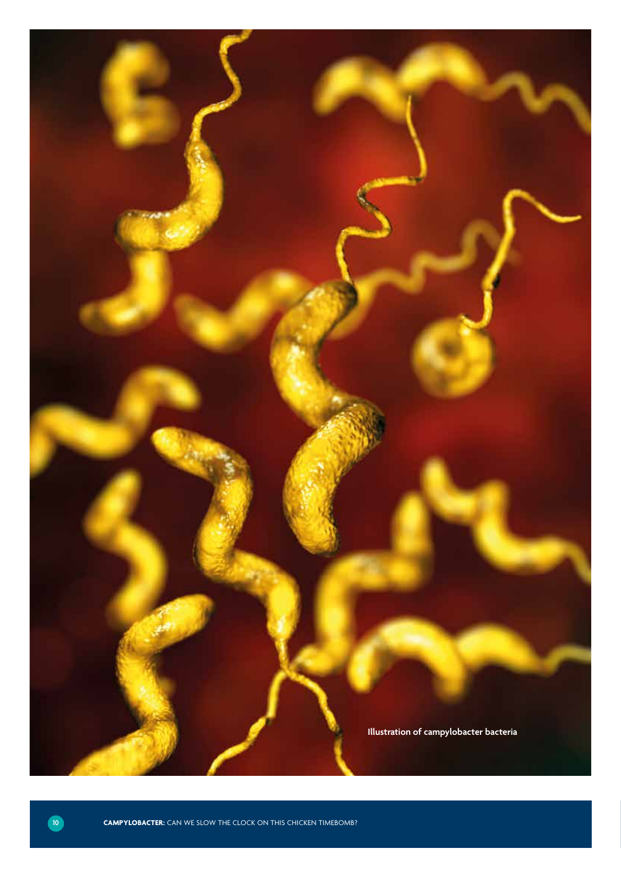Illustration of campylobacter bacteria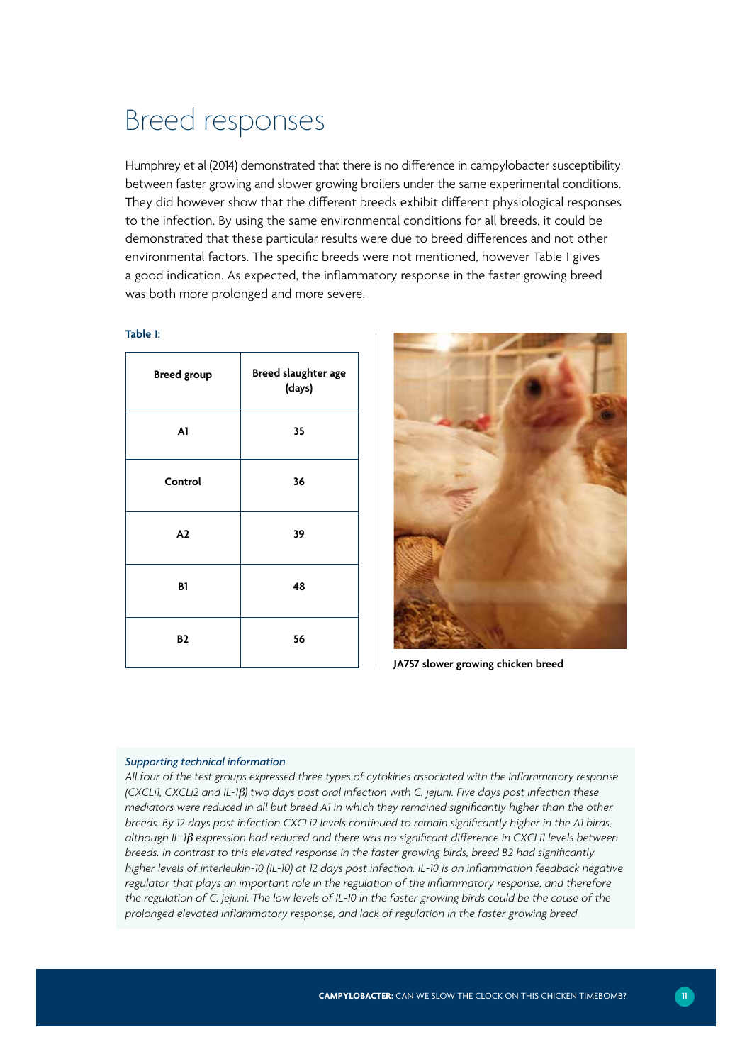# Breed responses

Humphrey et al (2014) demonstrated that there is no difference in campylobacter susceptibility between faster growing and slower growing broilers under the same experimental conditions. They did however show that the different breeds exhibit different physiological responses to the infection. By using the same environmental conditions for all breeds, it could be demonstrated that these particular results were due to breed differences and not other environmental factors. The specific breeds were not mentioned, however Table 1 gives a good indication. As expected, the inflammatory response in the faster growing breed was both more prolonged and more severe.

**Table 1:**

| Breed group | Breed slaughter age (days) |
|---|---|
| A1 | 35 |
| Control | 36 |
| A2 | 39 |
| B1 | 48 |
| B2 | 56 |

JA757 slower growing chicken breed

*Supporting technical information*

*All four of the test groups expressed three types of cytokines associated with the inflammatory response (CXCLi1, CXCLi2 and IL-1β) two days post oral infection with C. jejuni. Five days post infection these mediators were reduced in all but breed A1 in which they remained significantly higher than the other breeds. By 12 days post infection CXCLi2 levels continued to remain significantly higher in the A1 birds, although IL-1β expression had reduced and there was no significant difference in CXCLi1 levels between breeds. In contrast to this elevated response in the faster growing birds, breed B2 had significantly higher levels of interleukin-10 (IL-10) at 12 days post infection. IL-10 is an inflammation feedback negative regulator that plays an important role in the regulation of the inflammatory response, and therefore the regulation of C. jejuni. The low levels of IL-10 in the faster growing birds could be the cause of the prolonged elevated inflammatory response, and lack of regulation in the faster growing breed.*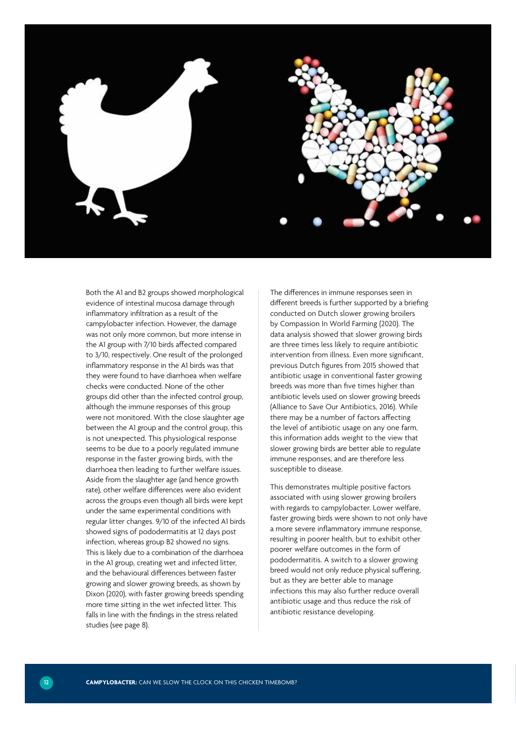Both the A1 and B2 groups showed morphological evidence of intestinal mucosa damage through inflammatory infiltration as a result of the campylobacter infection. However, the damage was not only more common, but more intense in the A1 group with 7/10 birds affected compared to 3/10, respectively. One result of the prolonged inflammatory response in the A1 birds was that they were found to have diarrhoea when welfare checks were conducted. None of the other groups did other than the infected control group, although the immune responses of this group were not monitored. With the close slaughter age between the A1 group and the control group, this is not unexpected. This physiological response seems to be due to a poorly regulated immune response in the faster growing birds, with the diarrhoea then leading to further welfare issues. Aside from the slaughter age (and hence growth rate), other welfare differences were also evident across the groups even though all birds were kept under the same experimental conditions with regular litter changes. 9/10 of the infected A1 birds showed signs of pododermatitis at 12 days post infection, whereas group B2 showed no signs. This is likely due to a combination of the diarrhoea in the A1 group, creating wet and infected litter, and the behavioural differences between faster growing and slower growing breeds, as shown by Dixon (2020), with faster growing breeds spending more time sitting in the wet infected litter. This falls in line with the findings in the stress related studies (see page 8).

The differences in immune responses seen in different breeds is further supported by a briefing conducted on Dutch slower growing broilers by Compassion In World Farming (2020). The data analysis showed that slower growing birds are three times less likely to require antibiotic intervention from illness. Even more significant, previous Dutch figures from 2015 showed that antibiotic usage in conventional faster growing breeds was more than five times higher than antibiotic levels used on slower growing breeds (Alliance to Save Our Antibiotics, 2016). While there may be a number of factors affecting the level of antibiotic usage on any one farm, this information adds weight to the view that slower growing birds are better able to regulate immune responses, and are therefore less susceptible to disease.

This demonstrates multiple positive factors associated with using slower growing broilers with regards to campylobacter. Lower welfare, faster growing birds were shown to not only have a more severe inflammatory immune response, resulting in poorer health, but to exhibit other poorer welfare outcomes in the form of pododermatitis. A switch to a slower growing breed would not only reduce physical suffering, but as they are better able to manage infections this may also further reduce overall antibiotic usage and thus reduce the risk of antibiotic resistance developing.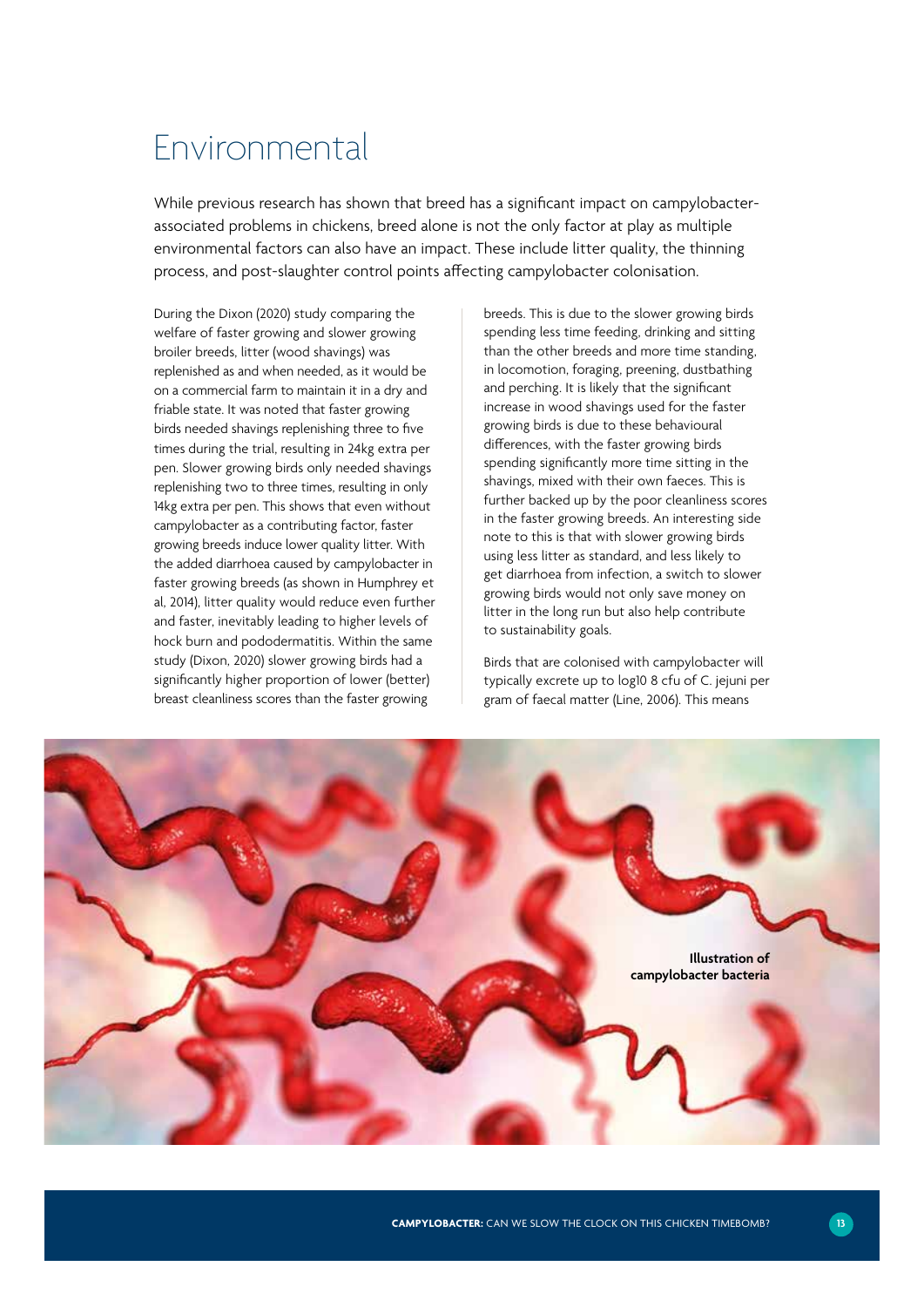# Environmental

While previous research has shown that breed has a significant impact on campylobacter-associated problems in chickens, breed alone is not the only factor at play as multiple environmental factors can also have an impact. These include litter quality, the thinning process, and post-slaughter control points affecting campylobacter colonisation.

During the Dixon (2020) study comparing the welfare of faster growing and slower growing broiler breeds, litter (wood shavings) was replenished as and when needed, as it would be on a commercial farm to maintain it in a dry and friable state. It was noted that faster growing birds needed shavings replenishing three to five times during the trial, resulting in 24kg extra per pen. Slower growing birds only needed shavings replenishing two to three times, resulting in only 14kg extra per pen. This shows that even without campylobacter as a contributing factor, faster growing breeds induce lower quality litter. With the added diarrhoea caused by campylobacter in faster growing breeds (as shown in Humphrey et al, 2014), litter quality would reduce even further and faster, inevitably leading to higher levels of hock burn and pododermatitis. Within the same study (Dixon, 2020) slower growing birds had a significantly higher proportion of lower (better) breast cleanliness scores than the faster growing breeds. This is due to the slower growing birds spending less time feeding, drinking and sitting than the other breeds and more time standing, in locomotion, foraging, preening, dustbathing and perching. It is likely that the significant increase in wood shavings used for the faster growing birds is due to these behavioural differences, with the faster growing birds spending significantly more time sitting in the shavings, mixed with their own faeces. This is further backed up by the poor cleanliness scores in the faster growing breeds. An interesting side note to this is that with slower growing birds using less litter as standard, and less likely to get diarrhoea from infection, a switch to slower growing birds would not only save money on litter in the long run but also help contribute to sustainability goals.

Birds that are colonised with campylobacter will typically excrete up to log10 8 cfu of C. jejuni per gram of faecal matter (Line, 2006). This means

**Illustration of campylobacter bacteria**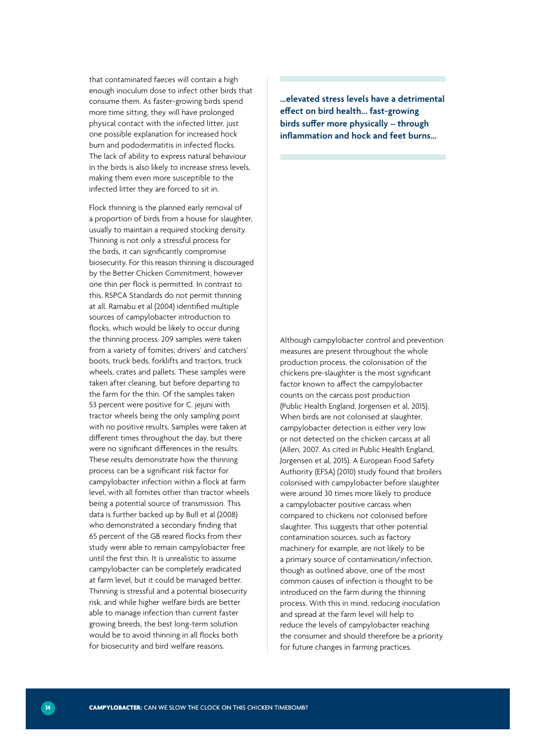that contaminated faeces will contain a high enough inoculum dose to infect other birds that consume them. As faster-growing birds spend more time sitting, they will have prolonged physical contact with the infected litter, just one possible explanation for increased hock burn and pododermatitis in infected flocks. The lack of ability to express natural behaviour in the birds is also likely to increase stress levels, making them even more susceptible to the infected litter they are forced to sit in.

Flock thinning is the planned early removal of a proportion of birds from a house for slaughter, usually to maintain a required stocking density. Thinning is not only a stressful process for the birds, it can significantly compromise biosecurity. For this reason thinning is discouraged by the Better Chicken Commitment, however one thin per flock is permitted. In contrast to this, RSPCA Standards do not permit thinning at all. Ramabu et al (2004) identified multiple sources of campylobacter introduction to flocks, which would be likely to occur during the thinning process. 209 samples were taken from a variety of fomites; drivers' and catchers' boots, truck beds, forklifts and tractors, truck wheels, crates and pallets. These samples were taken after cleaning, but before departing to the farm for the thin. Of the samples taken 53 percent were positive for C. jejuni with tractor wheels being the only sampling point with no positive results. Samples were taken at different times throughout the day, but there were no significant differences in the results. These results demonstrate how the thinning process can be a significant risk factor for campylobacter infection within a flock at farm level, with all fomites other than tractor wheels being a potential source of transmission. This data is further backed up by Bull et al (2008) who demonstrated a secondary finding that 65 percent of the GB reared flocks from their study were able to remain campylobacter free until the first thin. It is unrealistic to assume campylobacter can be completely eradicated at farm level, but it could be managed better. Thinning is stressful and a potential biosecurity risk, and while higher welfare birds are better able to manage infection than current faster growing breeds, the best long-term solution would be to avoid thinning in all flocks both for biosecurity and bird welfare reasons.

**...elevated stress levels have a detrimental effect on bird health... fast-growing birds suffer more physically – through inflammation and hock and feet burns...**

Although campylobacter control and prevention measures are present throughout the whole production process, the colonisation of the chickens pre-slaughter is the most significant factor known to affect the campylobacter counts on the carcass post production (Public Health England, Jorgensen et al, 2015). When birds are not colonised at slaughter, campylobacter detection is either very low or not detected on the chicken carcass at all (Allen, 2007. As cited in Public Health England, Jorgensen et al, 2015). A European Food Safety Authority (EFSA) (2010) study found that broilers colonised with campylobacter before slaughter were around 30 times more likely to produce a campylobacter positive carcass when compared to chickens not colonised before slaughter. This suggests that other potential contamination sources, such as factory machinery for example, are not likely to be a primary source of contamination/infection, though as outlined above, one of the most common causes of infection is thought to be introduced on the farm during the thinning process. With this in mind, reducing inoculation and spread at the farm level will help to reduce the levels of campylobacter reaching the consumer and should therefore be a priority for future changes in farming practices.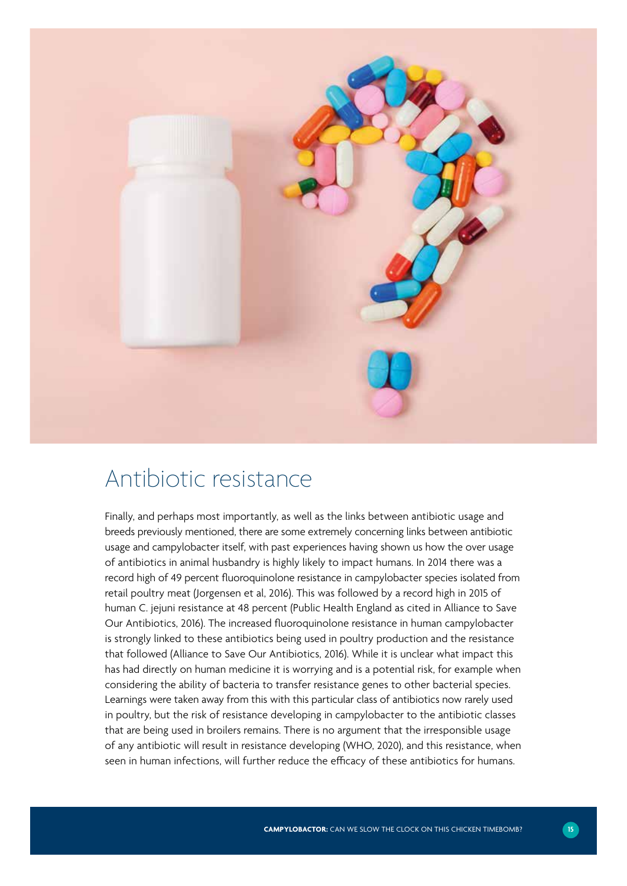## Antibiotic resistance

Finally, and perhaps most importantly, as well as the links between antibiotic usage and breeds previously mentioned, there are some extremely concerning links between antibiotic usage and campylobacter itself, with past experiences having shown us how the over usage of antibiotics in animal husbandry is highly likely to impact humans. In 2014 there was a record high of 49 percent fluoroquinolone resistance in campylobacter species isolated from retail poultry meat (Jorgensen et al, 2016). This was followed by a record high in 2015 of human C. jejuni resistance at 48 percent (Public Health England as cited in Alliance to Save Our Antibiotics, 2016). The increased fluoroquinolone resistance in human campylobacter is strongly linked to these antibiotics being used in poultry production and the resistance that followed (Alliance to Save Our Antibiotics, 2016). While it is unclear what impact this has had directly on human medicine it is worrying and is a potential risk, for example when considering the ability of bacteria to transfer resistance genes to other bacterial species. Learnings were taken away from this with this particular class of antibiotics now rarely used in poultry, but the risk of resistance developing in campylobacter to the antibiotic classes that are being used in broilers remains. There is no argument that the irresponsible usage of any antibiotic will result in resistance developing (WHO, 2020), and this resistance, when seen in human infections, will further reduce the efficacy of these antibiotics for humans.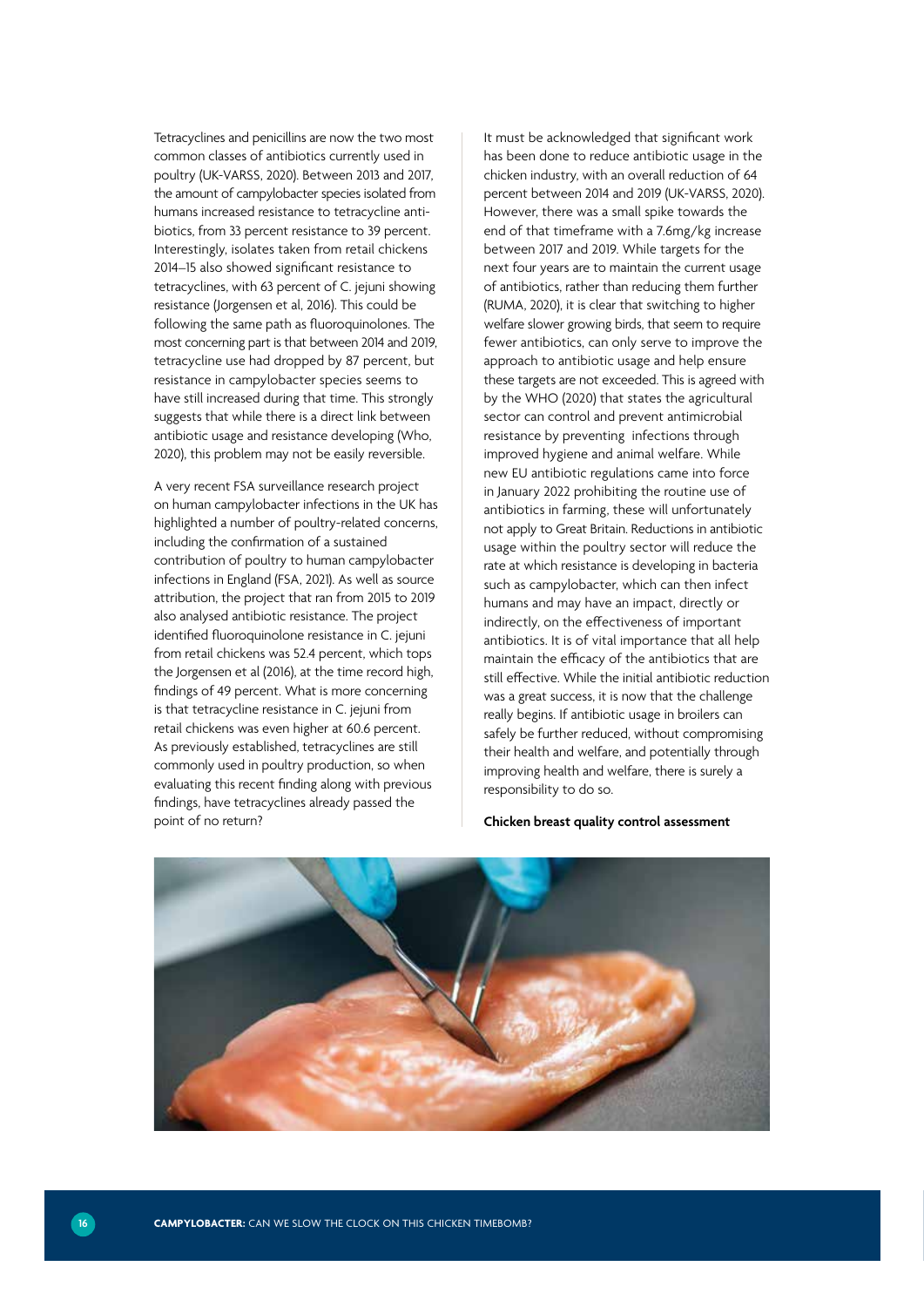Tetracyclines and penicillins are now the two most common classes of antibiotics currently used in poultry (UK-VARSS, 2020). Between 2013 and 2017, the amount of campylobacter species isolated from humans increased resistance to tetracycline antibiotics, from 33 percent resistance to 39 percent. Interestingly, isolates taken from retail chickens 2014–15 also showed significant resistance to tetracyclines, with 63 percent of C. jejuni showing resistance (Jorgensen et al, 2016). This could be following the same path as fluoroquinolones. The most concerning part is that between 2014 and 2019, tetracycline use had dropped by 87 percent, but resistance in campylobacter species seems to have still increased during that time. This strongly suggests that while there is a direct link between antibiotic usage and resistance developing (Who, 2020), this problem may not be easily reversible.

A very recent FSA surveillance research project on human campylobacter infections in the UK has highlighted a number of poultry-related concerns, including the confirmation of a sustained contribution of poultry to human campylobacter infections in England (FSA, 2021). As well as source attribution, the project that ran from 2015 to 2019 also analysed antibiotic resistance. The project identified fluoroquinolone resistance in C. jejuni from retail chickens was 52.4 percent, which tops the Jorgensen et al (2016), at the time record high, findings of 49 percent. What is more concerning is that tetracycline resistance in C. jejuni from retail chickens was even higher at 60.6 percent. As previously established, tetracyclines are still commonly used in poultry production, so when evaluating this recent finding along with previous findings, have tetracyclines already passed the point of no return?

It must be acknowledged that significant work has been done to reduce antibiotic usage in the chicken industry, with an overall reduction of 64 percent between 2014 and 2019 (UK-VARSS, 2020). However, there was a small spike towards the end of that timeframe with a 7.6mg/kg increase between 2017 and 2019. While targets for the next four years are to maintain the current usage of antibiotics, rather than reducing them further (RUMA, 2020), it is clear that switching to higher welfare slower growing birds, that seem to require fewer antibiotics, can only serve to improve the approach to antibiotic usage and help ensure these targets are not exceeded. This is agreed with by the WHO (2020) that states the agricultural sector can control and prevent antimicrobial resistance by preventing infections through improved hygiene and animal welfare. While new EU antibiotic regulations came into force in January 2022 prohibiting the routine use of antibiotics in farming, these will unfortunately not apply to Great Britain. Reductions in antibiotic usage within the poultry sector will reduce the rate at which resistance is developing in bacteria such as campylobacter, which can then infect humans and may have an impact, directly or indirectly, on the effectiveness of important antibiotics. It is of vital importance that all help maintain the efficacy of the antibiotics that are still effective. While the initial antibiotic reduction was a great success, it is now that the challenge really begins. If antibiotic usage in broilers can safely be further reduced, without compromising their health and welfare, and potentially through improving health and welfare, there is surely a responsibility to do so.

**Chicken breast quality control assessment**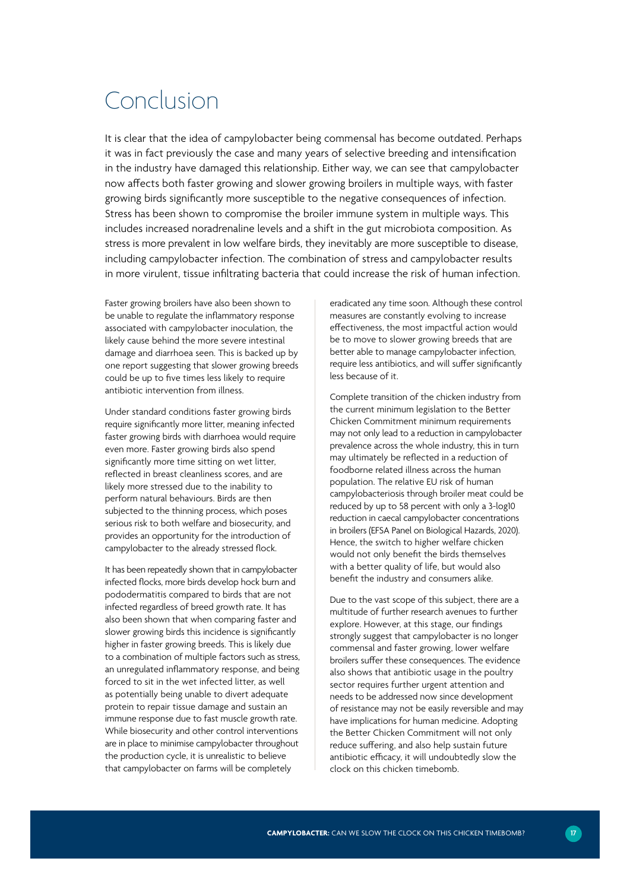# Conclusion

It is clear that the idea of campylobacter being commensal has become outdated. Perhaps it was in fact previously the case and many years of selective breeding and intensification in the industry have damaged this relationship. Either way, we can see that campylobacter now affects both faster growing and slower growing broilers in multiple ways, with faster growing birds significantly more susceptible to the negative consequences of infection. Stress has been shown to compromise the broiler immune system in multiple ways. This includes increased noradrenaline levels and a shift in the gut microbiota composition. As stress is more prevalent in low welfare birds, they inevitably are more susceptible to disease, including campylobacter infection. The combination of stress and campylobacter results in more virulent, tissue infiltrating bacteria that could increase the risk of human infection.

Faster growing broilers have also been shown to be unable to regulate the inflammatory response associated with campylobacter inoculation, the likely cause behind the more severe intestinal damage and diarrhoea seen. This is backed up by one report suggesting that slower growing breeds could be up to five times less likely to require antibiotic intervention from illness.

Under standard conditions faster growing birds require significantly more litter, meaning infected faster growing birds with diarrhoea would require even more. Faster growing birds also spend significantly more time sitting on wet litter, reflected in breast cleanliness scores, and are likely more stressed due to the inability to perform natural behaviours. Birds are then subjected to the thinning process, which poses serious risk to both welfare and biosecurity, and provides an opportunity for the introduction of campylobacter to the already stressed flock.

It has been repeatedly shown that in campylobacter infected flocks, more birds develop hock burn and pododermatitis compared to birds that are not infected regardless of breed growth rate. It has also been shown that when comparing faster and slower growing birds this incidence is significantly higher in faster growing breeds. This is likely due to a combination of multiple factors such as stress, an unregulated inflammatory response, and being forced to sit in the wet infected litter, as well as potentially being unable to divert adequate protein to repair tissue damage and sustain an immune response due to fast muscle growth rate. While biosecurity and other control interventions are in place to minimise campylobacter throughout the production cycle, it is unrealistic to believe that campylobacter on farms will be completely eradicated any time soon. Although these control measures are constantly evolving to increase effectiveness, the most impactful action would be to move to slower growing breeds that are better able to manage campylobacter infection, require less antibiotics, and will suffer significantly less because of it.

Complete transition of the chicken industry from the current minimum legislation to the Better Chicken Commitment minimum requirements may not only lead to a reduction in campylobacter prevalence across the whole industry, this in turn may ultimately be reflected in a reduction of foodborne related illness across the human population. The relative EU risk of human campylobacteriosis through broiler meat could be reduced by up to 58 percent with only a 3-log10 reduction in caecal campylobacter concentrations in broilers (EFSA Panel on Biological Hazards, 2020). Hence, the switch to higher welfare chicken would not only benefit the birds themselves with a better quality of life, but would also benefit the industry and consumers alike.

Due to the vast scope of this subject, there are a multitude of further research avenues to further explore. However, at this stage, our findings strongly suggest that campylobacter is no longer commensal and faster growing, lower welfare broilers suffer these consequences. The evidence also shows that antibiotic usage in the poultry sector requires further urgent attention and needs to be addressed now since development of resistance may not be easily reversible and may have implications for human medicine. Adopting the Better Chicken Commitment will not only reduce suffering, and also help sustain future antibiotic efficacy, it will undoubtedly slow the clock on this chicken timebomb.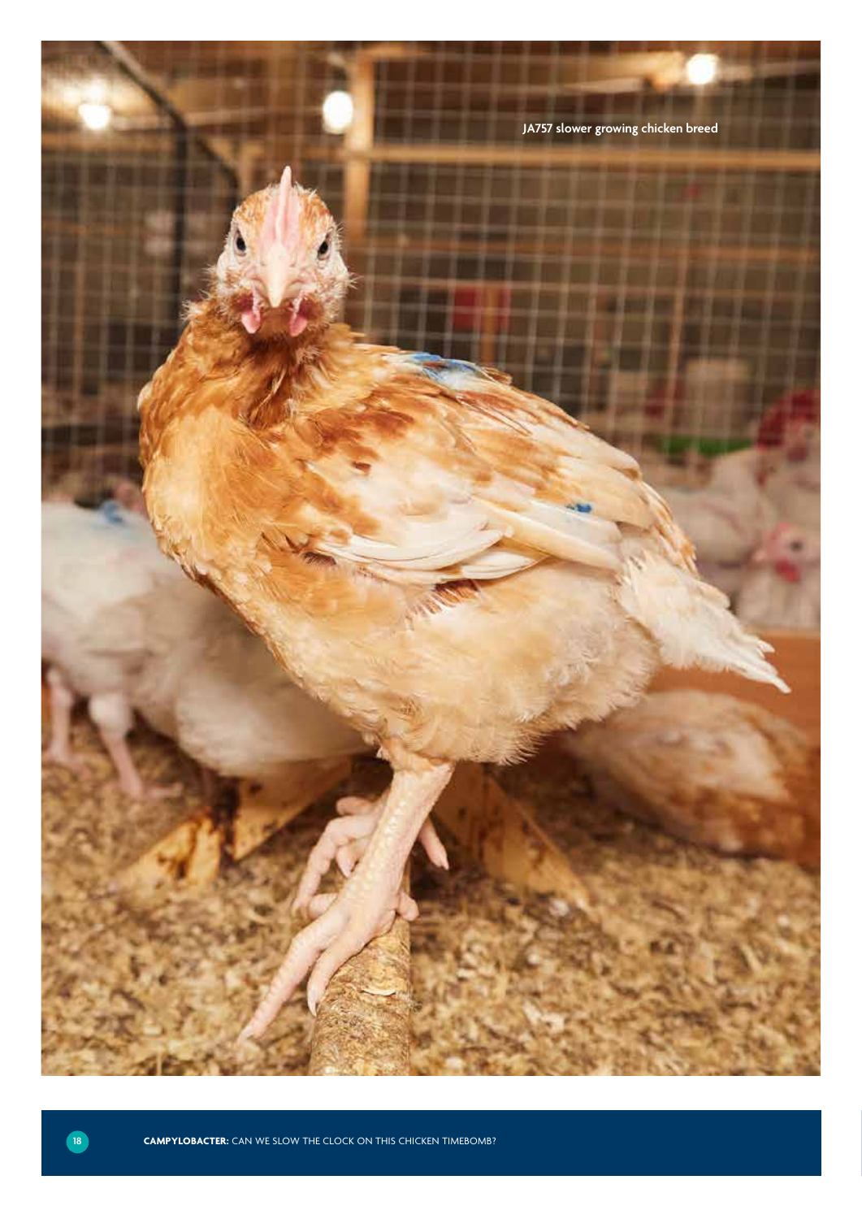JA757 slower growing chicken breed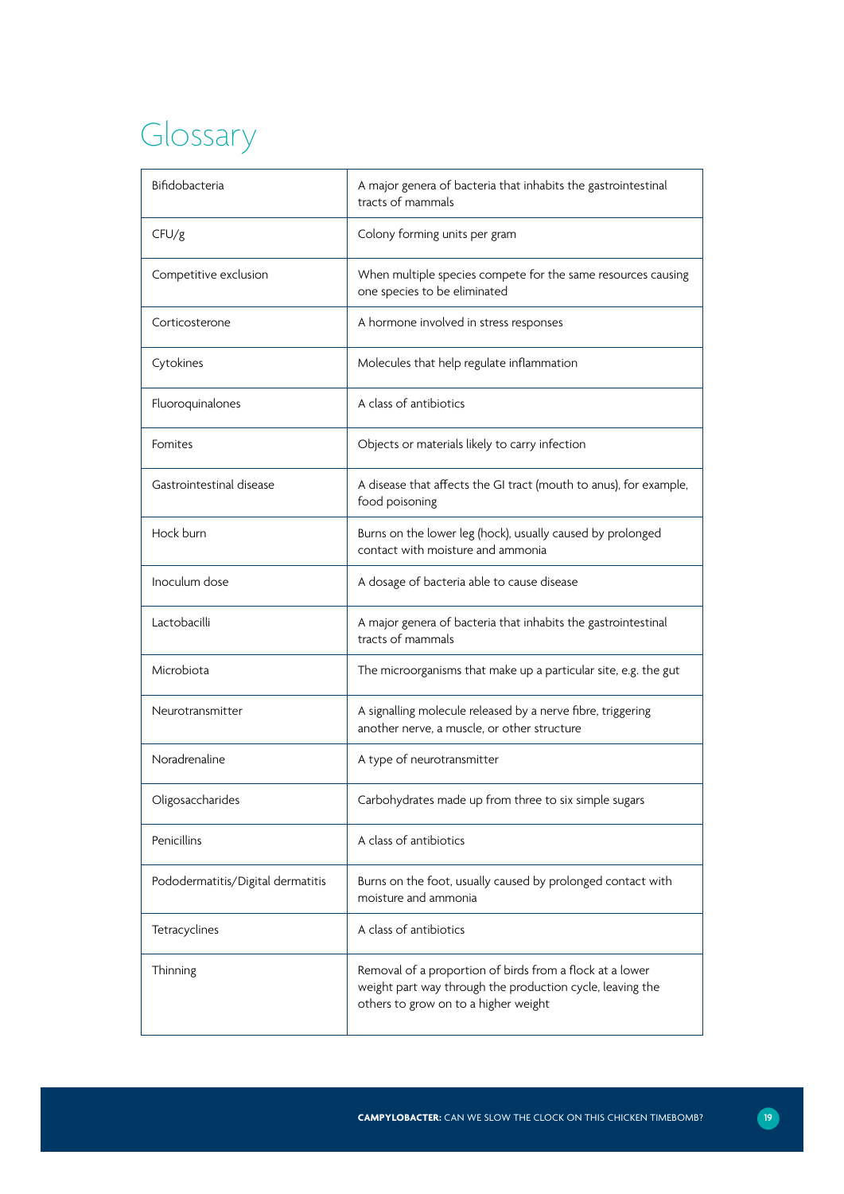# Glossary

| | |
|---|---|
| Bifidobacteria | A major genera of bacteria that inhabits the gastrointestinal tracts of mammals |
| CFU/g | Colony forming units per gram |
| Competitive exclusion | When multiple species compete for the same resources causing one species to be eliminated |
| Corticosterone | A hormone involved in stress responses |
| Cytokines | Molecules that help regulate inflammation |
| Fluoroquinalones | A class of antibiotics |
| Fomites | Objects or materials likely to carry infection |
| Gastrointestinal disease | A disease that affects the GI tract (mouth to anus), for example, food poisoning |
| Hock burn | Burns on the lower leg (hock), usually caused by prolonged contact with moisture and ammonia |
| Inoculum dose | A dosage of bacteria able to cause disease |
| Lactobacilli | A major genera of bacteria that inhabits the gastrointestinal tracts of mammals |
| Microbiota | The microorganisms that make up a particular site, e.g. the gut |
| Neurotransmitter | A signalling molecule released by a nerve fibre, triggering another nerve, a muscle, or other structure |
| Noradrenaline | A type of neurotransmitter |
| Oligosaccharides | Carbohydrates made up from three to six simple sugars |
| Penicillins | A class of antibiotics |
| Pododermatitis/Digital dermatitis | Burns on the foot, usually caused by prolonged contact with moisture and ammonia |
| Tetracyclines | A class of antibiotics |
| Thinning | Removal of a proportion of birds from a flock at a lower weight part way through the production cycle, leaving the others to grow on to a higher weight |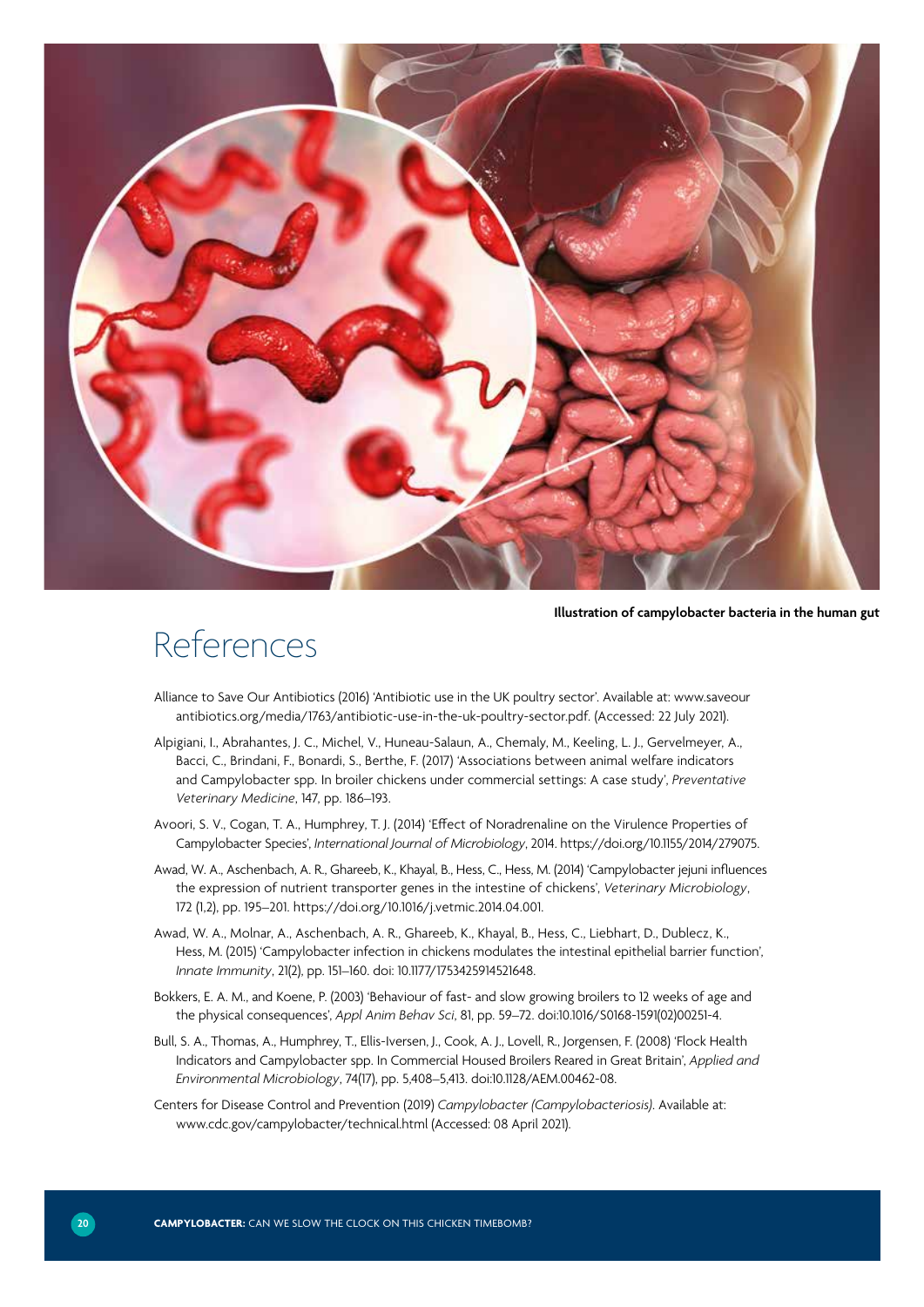Illustration of campylobacter bacteria in the human gut

# References

Alliance to Save Our Antibiotics (2016) 'Antibiotic use in the UK poultry sector'. Available at: www.saveour antibiotics.org/media/1763/antibiotic-use-in-the-uk-poultry-sector.pdf. (Accessed: 22 July 2021).

Alpigiani, I., Abrahantes, J. C., Michel, V., Huneau-Salaun, A., Chemaly, M., Keeling, L. J., Gervelmeyer, A., Bacci, C., Brindani, F., Bonardi, S., Berthe, F. (2017) 'Associations between animal welfare indicators and Campylobacter spp. In broiler chickens under commercial settings: A case study', *Preventative Veterinary Medicine*, 147, pp. 186–193.

Avoori, S. V., Cogan, T. A., Humphrey, T. J. (2014) 'Effect of Noradrenaline on the Virulence Properties of Campylobacter Species', *International Journal of Microbiology*, 2014. https://doi.org/10.1155/2014/279075.

Awad, W. A., Aschenbach, A. R., Ghareeb, K., Khayal, B., Hess, C., Hess, M. (2014) 'Campylobacter jejuni influences the expression of nutrient transporter genes in the intestine of chickens', *Veterinary Microbiology*, 172 (1,2), pp. 195–201. https://doi.org/10.1016/j.vetmic.2014.04.001.

Awad, W. A., Molnar, A., Aschenbach, A. R., Ghareeb, K., Khayal, B., Hess, C., Liebhart, D., Dublecz, K., Hess, M. (2015) 'Campylobacter infection in chickens modulates the intestinal epithelial barrier function', *Innate Immunity*, 21(2), pp. 151–160. doi: 10.1177/1753425914521648.

Bokkers, E. A. M., and Koene, P. (2003) 'Behaviour of fast- and slow growing broilers to 12 weeks of age and the physical consequences', *Appl Anim Behav Sci*, 81, pp. 59–72. doi:10.1016/S0168-1591(02)00251-4.

Bull, S. A., Thomas, A., Humphrey, T., Ellis-Iversen, J., Cook, A. J., Lovell, R., Jorgensen, F. (2008) 'Flock Health Indicators and Campylobacter spp. In Commercial Housed Broilers Reared in Great Britain', *Applied and Environmental Microbiology*, 74(17), pp. 5,408–5,413. doi:10.1128/AEM.00462-08.

Centers for Disease Control and Prevention (2019) *Campylobacter (Campylobacteriosis)*. Available at: www.cdc.gov/campylobacter/technical.html (Accessed: 08 April 2021).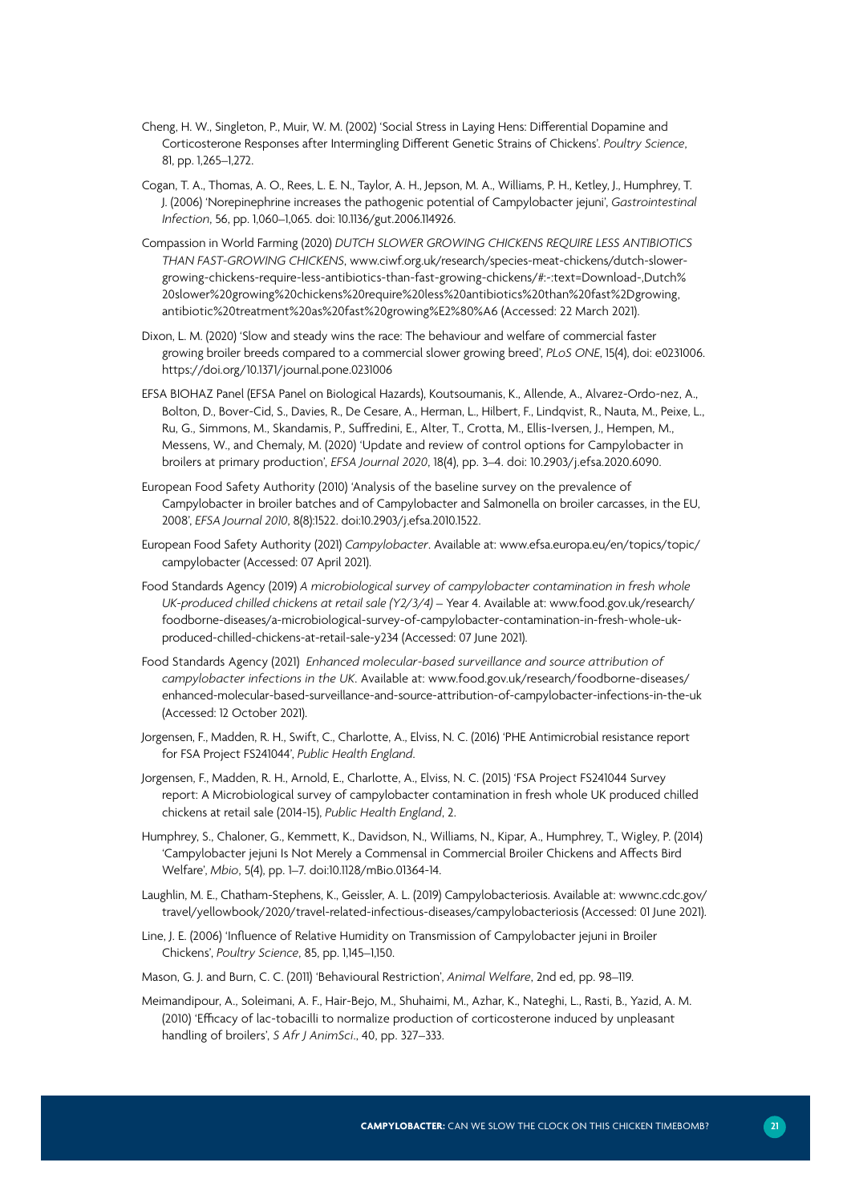Cheng, H. W., Singleton, P., Muir, W. M. (2002) 'Social Stress in Laying Hens: Differential Dopamine and Corticosterone Responses after Intermingling Different Genetic Strains of Chickens'. *Poultry Science*, 81, pp. 1,265–1,272.

Cogan, T. A., Thomas, A. O., Rees, L. E. N., Taylor, A. H., Jepson, M. A., Williams, P. H., Ketley, J., Humphrey, T. J. (2006) 'Norepinephrine increases the pathogenic potential of Campylobacter jejuni', *Gastrointestinal Infection*, 56, pp. 1,060–1,065. doi: 10.1136/gut.2006.114926.

Compassion in World Farming (2020) *DUTCH SLOWER GROWING CHICKENS REQUIRE LESS ANTIBIOTICS THAN FAST-GROWING CHICKENS*, www.ciwf.org.uk/research/species-meat-chickens/dutch-slower-growing-chickens-require-less-antibiotics-than-fast-growing-chickens/#:~:text=Download-,Dutch%20slower%20growing%20chickens%20require%20less%20antibiotics%20than%20fast%2Dgrowing,antibiotic%20treatment%20as%20fast%20growing%E2%80%A6 (Accessed: 22 March 2021).

Dixon, L. M. (2020) 'Slow and steady wins the race: The behaviour and welfare of commercial faster growing broiler breeds compared to a commercial slower growing breed', *PLoS ONE*, 15(4), doi: e0231006. https://doi.org/10.1371/journal.pone.0231006

EFSA BIOHAZ Panel (EFSA Panel on Biological Hazards), Koutsoumanis, K., Allende, A., Alvarez-Ordo-nez, A., Bolton, D., Bover-Cid, S., Davies, R., De Cesare, A., Herman, L., Hilbert, F., Lindqvist, R., Nauta, M., Peixe, L., Ru, G., Simmons, M., Skandamis, P., Suffredini, E., Alter, T., Crotta, M., Ellis-Iversen, J., Hempen, M., Messens, W., and Chemaly, M. (2020) 'Update and review of control options for Campylobacter in broilers at primary production', *EFSA Journal 2020*, 18(4), pp. 3–4. doi: 10.2903/j.efsa.2020.6090.

European Food Safety Authority (2010) 'Analysis of the baseline survey on the prevalence of Campylobacter in broiler batches and of Campylobacter and Salmonella on broiler carcasses, in the EU, 2008', *EFSA Journal 2010*, 8(8):1522. doi:10.2903/j.efsa.2010.1522.

European Food Safety Authority (2021) *Campylobacter*. Available at: www.efsa.europa.eu/en/topics/topic/campylobacter (Accessed: 07 April 2021).

Food Standards Agency (2019) *A microbiological survey of campylobacter contamination in fresh whole UK-produced chilled chickens at retail sale (Y2/3/4)* – Year 4. Available at: www.food.gov.uk/research/foodborne-diseases/a-microbiological-survey-of-campylobacter-contamination-in-fresh-whole-uk-produced-chilled-chickens-at-retail-sale-y234 (Accessed: 07 June 2021).

Food Standards Agency (2021) *Enhanced molecular-based surveillance and source attribution of campylobacter infections in the UK*. Available at: www.food.gov.uk/research/foodborne-diseases/enhanced-molecular-based-surveillance-and-source-attribution-of-campylobacter-infections-in-the-uk (Accessed: 12 October 2021).

Jorgensen, F., Madden, R. H., Swift, C., Charlotte, A., Elviss, N. C. (2016) 'PHE Antimicrobial resistance report for FSA Project FS241044', *Public Health England*.

Jorgensen, F., Madden, R. H., Arnold, E., Charlotte, A., Elviss, N. C. (2015) 'FSA Project FS241044 Survey report: A Microbiological survey of campylobacter contamination in fresh whole UK produced chilled chickens at retail sale (2014-15), *Public Health England*, 2.

Humphrey, S., Chaloner, G., Kemmett, K., Davidson, N., Williams, N., Kipar, A., Humphrey, T., Wigley, P. (2014) 'Campylobacter jejuni Is Not Merely a Commensal in Commercial Broiler Chickens and Affects Bird Welfare', *Mbio*, 5(4), pp. 1–7. doi:10.1128/mBio.01364-14.

Laughlin, M. E., Chatham-Stephens, K., Geissler, A. L. (2019) Campylobacteriosis. Available at: wwwnc.cdc.gov/travel/yellowbook/2020/travel-related-infectious-diseases/campylobacteriosis (Accessed: 01 June 2021).

Line, J. E. (2006) 'Influence of Relative Humidity on Transmission of Campylobacter jejuni in Broiler Chickens', *Poultry Science*, 85, pp. 1,145–1,150.

Mason, G. J. and Burn, C. C. (2011) 'Behavioural Restriction', *Animal Welfare*, 2nd ed, pp. 98–119.

Meimandipour, A., Soleimani, A. F., Hair-Bejo, M., Shuhaimi, M., Azhar, K., Nateghi, L., Rasti, B., Yazid, A. M. (2010) 'Efficacy of lac-tobacilli to normalize production of corticosterone induced by unpleasant handling of broilers', *S Afr J AnimSci*., 40, pp. 327–333.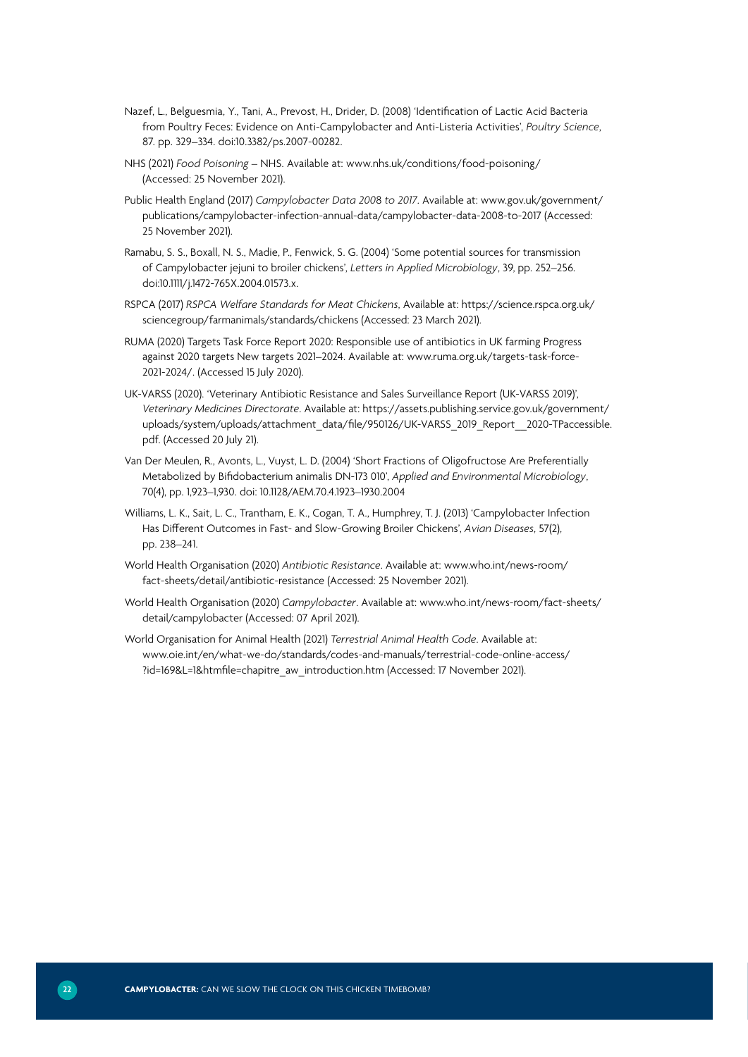Nazef, L., Belguesmia, Y., Tani, A., Prevost, H., Drider, D. (2008) 'Identification of Lactic Acid Bacteria from Poultry Feces: Evidence on Anti-Campylobacter and Anti-Listeria Activities', *Poultry Science*, 87. pp. 329–334. doi:10.3382/ps.2007-00282.

NHS (2021) *Food Poisoning* – NHS. Available at: www.nhs.uk/conditions/food-poisoning/ (Accessed: 25 November 2021).

Public Health England (2017) *Campylobacter Data 2008 to 2017*. Available at: www.gov.uk/government/publications/campylobacter-infection-annual-data/campylobacter-data-2008-to-2017 (Accessed: 25 November 2021).

Ramabu, S. S., Boxall, N. S., Madie, P., Fenwick, S. G. (2004) 'Some potential sources for transmission of Campylobacter jejuni to broiler chickens', *Letters in Applied Microbiology*, 39, pp. 252–256. doi:10.1111/j.1472-765X.2004.01573.x.

RSPCA (2017) *RSPCA Welfare Standards for Meat Chickens*, Available at: https://science.rspca.org.uk/sciencegroup/farmanimals/standards/chickens (Accessed: 23 March 2021).

RUMA (2020) Targets Task Force Report 2020: Responsible use of antibiotics in UK farming Progress against 2020 targets New targets 2021–2024. Available at: www.ruma.org.uk/targets-task-force-2021-2024/. (Accessed 15 July 2020).

UK-VARSS (2020). 'Veterinary Antibiotic Resistance and Sales Surveillance Report (UK-VARSS 2019)', *Veterinary Medicines Directorate*. Available at: https://assets.publishing.service.gov.uk/government/uploads/system/uploads/attachment_data/file/950126/UK-VARSS_2019_Report__2020-TPaccessible.pdf. (Accessed 20 July 21).

Van Der Meulen, R., Avonts, L., Vuyst, L. D. (2004) 'Short Fractions of Oligofructose Are Preferentially Metabolized by Bifidobacterium animalis DN-173 010', *Applied and Environmental Microbiology*, 70(4), pp. 1,923–1,930. doi: 10.1128/AEM.70.4.1923–1930.2004

Williams, L. K., Sait, L. C., Trantham, E. K., Cogan, T. A., Humphrey, T. J. (2013) 'Campylobacter Infection Has Different Outcomes in Fast- and Slow-Growing Broiler Chickens', *Avian Diseases*, 57(2), pp. 238–241.

World Health Organisation (2020) *Antibiotic Resistance*. Available at: www.who.int/news-room/fact-sheets/detail/antibiotic-resistance (Accessed: 25 November 2021).

World Health Organisation (2020) *Campylobacter*. Available at: www.who.int/news-room/fact-sheets/detail/campylobacter (Accessed: 07 April 2021).

World Organisation for Animal Health (2021) *Terrestrial Animal Health Code*. Available at: www.oie.int/en/what-we-do/standards/codes-and-manuals/terrestrial-code-online-access/?id=169&L=1&htmfile=chapitre_aw_introduction.htm (Accessed: 17 November 2021).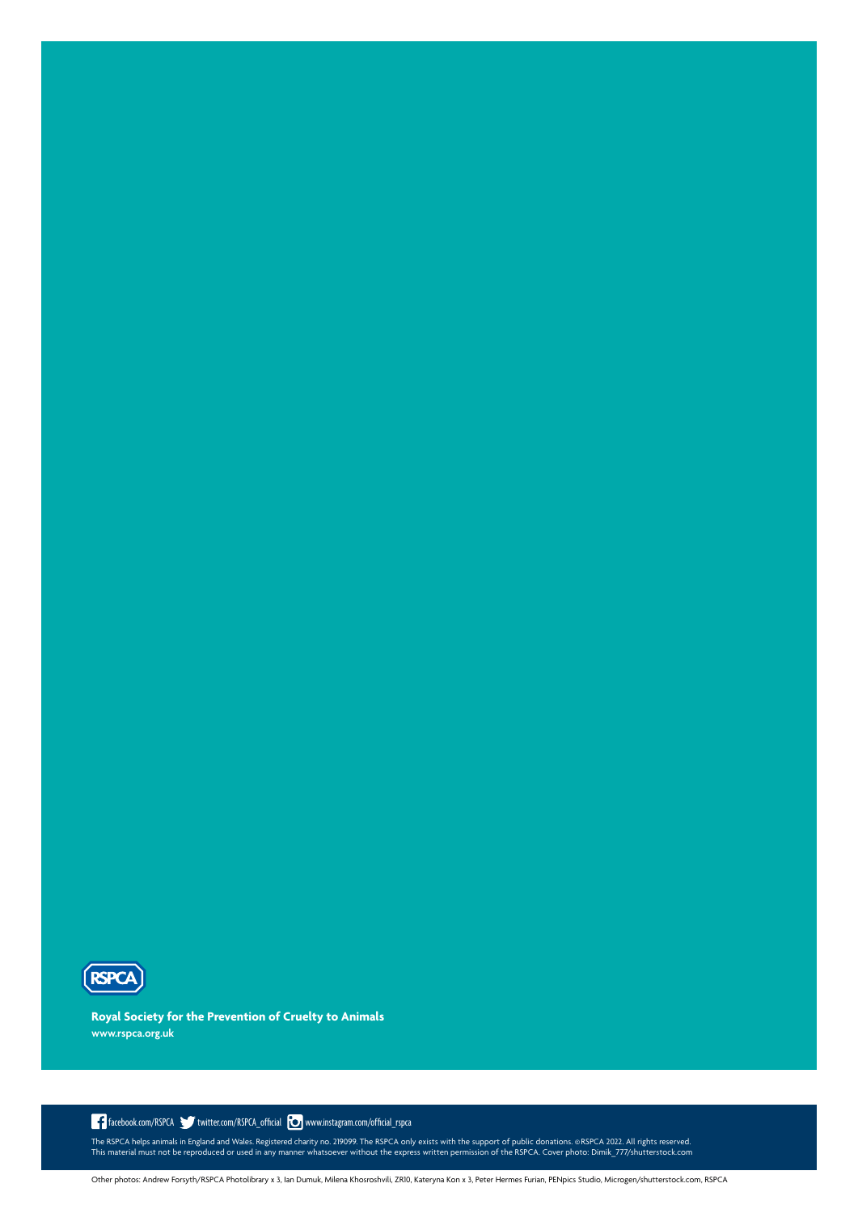RSPCA

**Royal Society for the Prevention of Cruelty to Animals**
**www.rspca.org.uk**

facebook.com/RSPCA twitter.com/RSPCA_official www.instagram.com/official_rspca

The RSPCA helps animals in England and Wales. Registered charity no. 219099. The RSPCA only exists with the support of public donations. ©RSPCA 2022. All rights reserved.
This material must not be reproduced or used in any manner whatsoever without the express written permission of the RSPCA. Cover photo: Dimik_777/shutterstock.com

Other photos: Andrew Forsyth/RSPCA Photolibrary x 3, Ian Dumuk, Milena Khosroshvili, ZR10, Kateryna Kon x 3, Peter Hermes Furian, PENpics Studio, Microgen/shutterstock.com, RSPCA